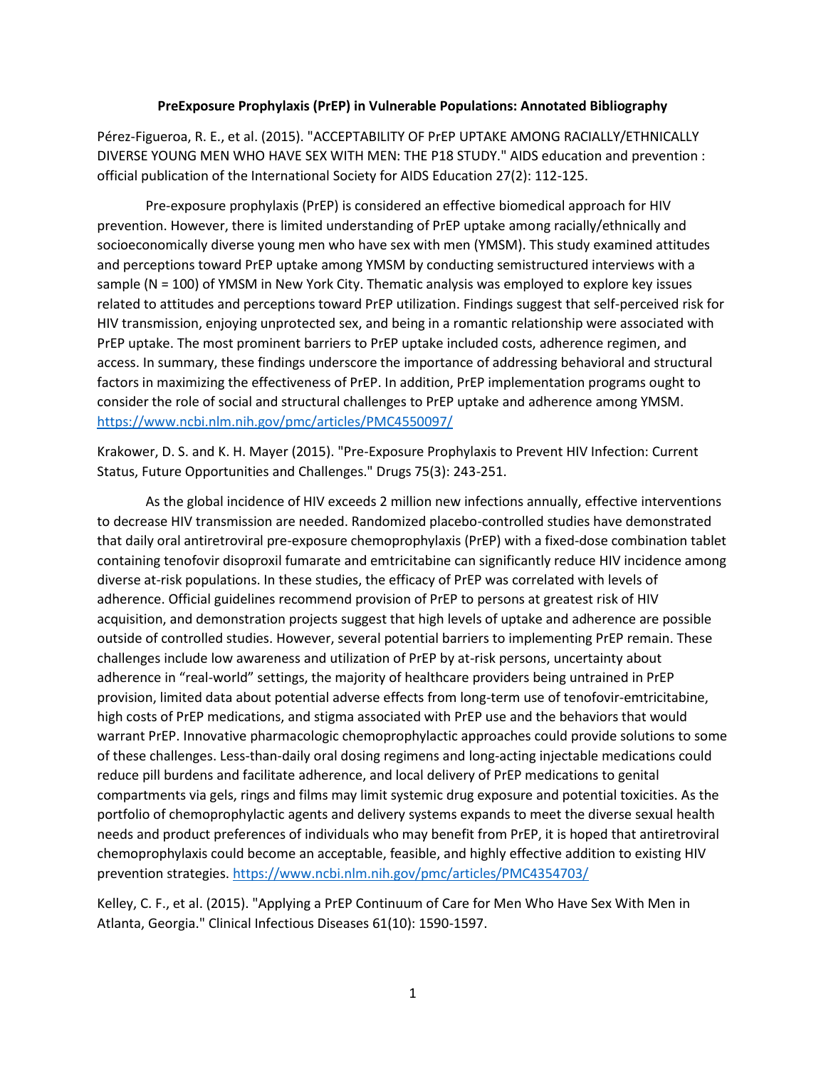**PreExposure Prophylaxis (PrEP) in Vulnerable Populations: Annotated Bibliography**

Pérez-Figueroa, R. E., et al. (2015). "ACCEPTABILITY OF PrEP UPTAKE AMONG RACIALLY/ETHNICALLY DIVERSE YOUNG MEN WHO HAVE SEX WITH MEN: THE P18 STUDY." AIDS education and prevention : official publication of the International Society for AIDS Education 27(2): 112-125.

Pre-exposure prophylaxis (PrEP) is considered an effective biomedical approach for HIV prevention. However, there is limited understanding of PrEP uptake among racially/ethnically and socioeconomically diverse young men who have sex with men (YMSM). This study examined attitudes and perceptions toward PrEP uptake among YMSM by conducting semistructured interviews with a sample (N = 100) of YMSM in New York City. Thematic analysis was employed to explore key issues related to attitudes and perceptions toward PrEP utilization. Findings suggest that self-perceived risk for HIV transmission, enjoying unprotected sex, and being in a romantic relationship were associated with PrEP uptake. The most prominent barriers to PrEP uptake included costs, adherence regimen, and access. In summary, these findings underscore the importance of addressing behavioral and structural factors in maximizing the effectiveness of PrEP. In addition, PrEP implementation programs ought to consider the role of social and structural challenges to PrEP uptake and adherence among YMSM. https://www.ncbi.nlm.nih.gov/pmc/articles/PMC4550097/

Krakower, D. S. and K. H. Mayer (2015). "Pre-Exposure Prophylaxis to Prevent HIV Infection: Current Status, Future Opportunities and Challenges." Drugs 75(3): 243-251.

As the global incidence of HIV exceeds 2 million new infections annually, effective interventions to decrease HIV transmission are needed. Randomized placebo-controlled studies have demonstrated that daily oral antiretroviral pre-exposure chemoprophylaxis (PrEP) with a fixed-dose combination tablet containing tenofovir disoproxil fumarate and emtricitabine can significantly reduce HIV incidence among diverse at-risk populations. In these studies, the efficacy of PrEP was correlated with levels of adherence. Official guidelines recommend provision of PrEP to persons at greatest risk of HIV acquisition, and demonstration projects suggest that high levels of uptake and adherence are possible outside of controlled studies. However, several potential barriers to implementing PrEP remain. These challenges include low awareness and utilization of PrEP by at-risk persons, uncertainty about adherence in "real-world" settings, the majority of healthcare providers being untrained in PrEP provision, limited data about potential adverse effects from long-term use of tenofovir-emtricitabine, high costs of PrEP medications, and stigma associated with PrEP use and the behaviors that would warrant PrEP. Innovative pharmacologic chemoprophylactic approaches could provide solutions to some of these challenges. Less-than-daily oral dosing regimens and long-acting injectable medications could reduce pill burdens and facilitate adherence, and local delivery of PrEP medications to genital compartments via gels, rings and films may limit systemic drug exposure and potential toxicities. As the portfolio of chemoprophylactic agents and delivery systems expands to meet the diverse sexual health needs and product preferences of individuals who may benefit from PrEP, it is hoped that antiretroviral chemoprophylaxis could become an acceptable, feasible, and highly effective addition to existing HIV prevention strategies. https://www.ncbi.nlm.nih.gov/pmc/articles/PMC4354703/

Kelley, C. F., et al. (2015). "Applying a PrEP Continuum of Care for Men Who Have Sex With Men in Atlanta, Georgia." Clinical Infectious Diseases 61(10): 1590-1597.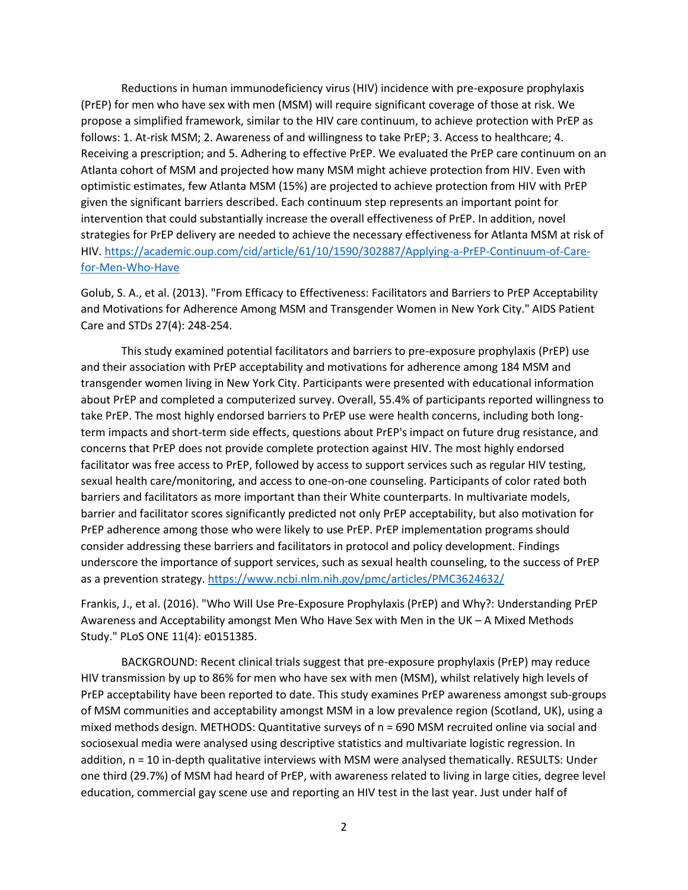Reductions in human immunodeficiency virus (HIV) incidence with pre-exposure prophylaxis (PrEP) for men who have sex with men (MSM) will require significant coverage of those at risk. We propose a simplified framework, similar to the HIV care continuum, to achieve protection with PrEP as follows: 1. At-risk MSM; 2. Awareness of and willingness to take PrEP; 3. Access to healthcare; 4. Receiving a prescription; and 5. Adhering to effective PrEP. We evaluated the PrEP care continuum on an Atlanta cohort of MSM and projected how many MSM might achieve protection from HIV. Even with optimistic estimates, few Atlanta MSM (15%) are projected to achieve protection from HIV with PrEP given the significant barriers described. Each continuum step represents an important point for intervention that could substantially increase the overall effectiveness of PrEP. In addition, novel strategies for PrEP delivery are needed to achieve the necessary effectiveness for Atlanta MSM at risk of HIV. https://academic.oup.com/cid/article/61/10/1590/302887/Applying-a-PrEP-Continuum-of-Care-for-Men-Who-Have

Golub, S. A., et al. (2013). "From Efficacy to Effectiveness: Facilitators and Barriers to PrEP Acceptability and Motivations for Adherence Among MSM and Transgender Women in New York City." AIDS Patient Care and STDs 27(4): 248-254.

This study examined potential facilitators and barriers to pre-exposure prophylaxis (PrEP) use and their association with PrEP acceptability and motivations for adherence among 184 MSM and transgender women living in New York City. Participants were presented with educational information about PrEP and completed a computerized survey. Overall, 55.4% of participants reported willingness to take PrEP. The most highly endorsed barriers to PrEP use were health concerns, including both long-term impacts and short-term side effects, questions about PrEP's impact on future drug resistance, and concerns that PrEP does not provide complete protection against HIV. The most highly endorsed facilitator was free access to PrEP, followed by access to support services such as regular HIV testing, sexual health care/monitoring, and access to one-on-one counseling. Participants of color rated both barriers and facilitators as more important than their White counterparts. In multivariate models, barrier and facilitator scores significantly predicted not only PrEP acceptability, but also motivation for PrEP adherence among those who were likely to use PrEP. PrEP implementation programs should consider addressing these barriers and facilitators in protocol and policy development. Findings underscore the importance of support services, such as sexual health counseling, to the success of PrEP as a prevention strategy. https://www.ncbi.nlm.nih.gov/pmc/articles/PMC3624632/

Frankis, J., et al. (2016). "Who Will Use Pre-Exposure Prophylaxis (PrEP) and Why?: Understanding PrEP Awareness and Acceptability amongst Men Who Have Sex with Men in the UK – A Mixed Methods Study." PLoS ONE 11(4): e0151385.

BACKGROUND: Recent clinical trials suggest that pre-exposure prophylaxis (PrEP) may reduce HIV transmission by up to 86% for men who have sex with men (MSM), whilst relatively high levels of PrEP acceptability have been reported to date. This study examines PrEP awareness amongst sub-groups of MSM communities and acceptability amongst MSM in a low prevalence region (Scotland, UK), using a mixed methods design. METHODS: Quantitative surveys of n = 690 MSM recruited online via social and sociosexual media were analysed using descriptive statistics and multivariate logistic regression. In addition, n = 10 in-depth qualitative interviews with MSM were analysed thematically. RESULTS: Under one third (29.7%) of MSM had heard of PrEP, with awareness related to living in large cities, degree level education, commercial gay scene use and reporting an HIV test in the last year. Just under half of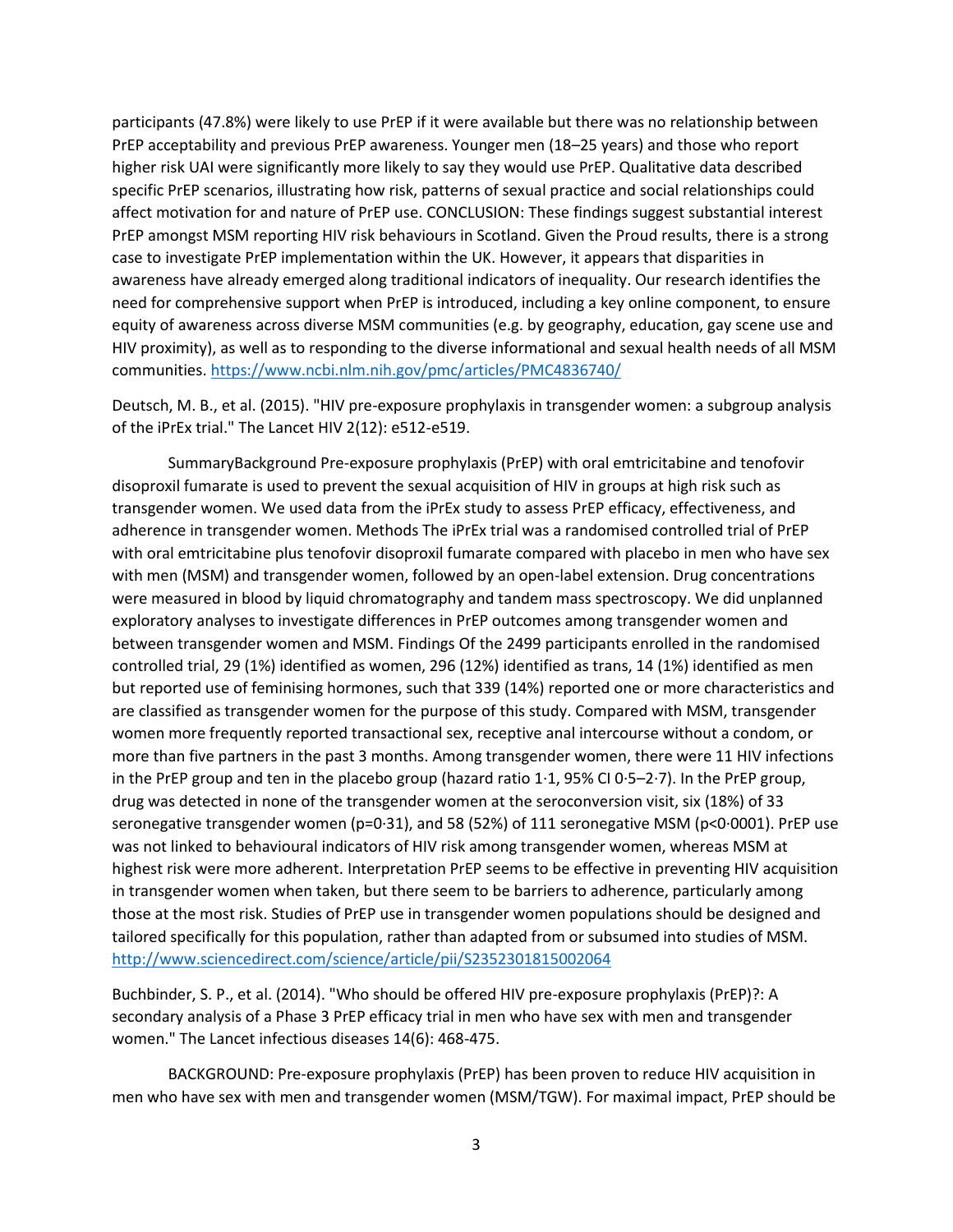participants (47.8%) were likely to use PrEP if it were available but there was no relationship between PrEP acceptability and previous PrEP awareness. Younger men (18–25 years) and those who report higher risk UAI were significantly more likely to say they would use PrEP. Qualitative data described specific PrEP scenarios, illustrating how risk, patterns of sexual practice and social relationships could affect motivation for and nature of PrEP use. CONCLUSION: These findings suggest substantial interest PrEP amongst MSM reporting HIV risk behaviours in Scotland. Given the Proud results, there is a strong case to investigate PrEP implementation within the UK. However, it appears that disparities in awareness have already emerged along traditional indicators of inequality. Our research identifies the need for comprehensive support when PrEP is introduced, including a key online component, to ensure equity of awareness across diverse MSM communities (e.g. by geography, education, gay scene use and HIV proximity), as well as to responding to the diverse informational and sexual health needs of all MSM communities. https://www.ncbi.nlm.nih.gov/pmc/articles/PMC4836740/

Deutsch, M. B., et al. (2015). "HIV pre-exposure prophylaxis in transgender women: a subgroup analysis of the iPrEx trial." The Lancet HIV 2(12): e512-e519.

SummaryBackground Pre-exposure prophylaxis (PrEP) with oral emtricitabine and tenofovir disoproxil fumarate is used to prevent the sexual acquisition of HIV in groups at high risk such as transgender women. We used data from the iPrEx study to assess PrEP efficacy, effectiveness, and adherence in transgender women. Methods The iPrEx trial was a randomised controlled trial of PrEP with oral emtricitabine plus tenofovir disoproxil fumarate compared with placebo in men who have sex with men (MSM) and transgender women, followed by an open-label extension. Drug concentrations were measured in blood by liquid chromatography and tandem mass spectroscopy. We did unplanned exploratory analyses to investigate differences in PrEP outcomes among transgender women and between transgender women and MSM. Findings Of the 2499 participants enrolled in the randomised controlled trial, 29 (1%) identified as women, 296 (12%) identified as trans, 14 (1%) identified as men but reported use of feminising hormones, such that 339 (14%) reported one or more characteristics and are classified as transgender women for the purpose of this study. Compared with MSM, transgender women more frequently reported transactional sex, receptive anal intercourse without a condom, or more than five partners in the past 3 months. Among transgender women, there were 11 HIV infections in the PrEP group and ten in the placebo group (hazard ratio 1·1, 95% CI 0·5–2·7). In the PrEP group, drug was detected in none of the transgender women at the seroconversion visit, six (18%) of 33 seronegative transgender women (p=0·31), and 58 (52%) of 111 seronegative MSM (p<0·0001). PrEP use was not linked to behavioural indicators of HIV risk among transgender women, whereas MSM at highest risk were more adherent. Interpretation PrEP seems to be effective in preventing HIV acquisition in transgender women when taken, but there seem to be barriers to adherence, particularly among those at the most risk. Studies of PrEP use in transgender women populations should be designed and tailored specifically for this population, rather than adapted from or subsumed into studies of MSM. http://www.sciencedirect.com/science/article/pii/S2352301815002064

Buchbinder, S. P., et al. (2014). "Who should be offered HIV pre-exposure prophylaxis (PrEP)?: A secondary analysis of a Phase 3 PrEP efficacy trial in men who have sex with men and transgender women." The Lancet infectious diseases 14(6): 468-475.

BACKGROUND: Pre-exposure prophylaxis (PrEP) has been proven to reduce HIV acquisition in men who have sex with men and transgender women (MSM/TGW). For maximal impact, PrEP should be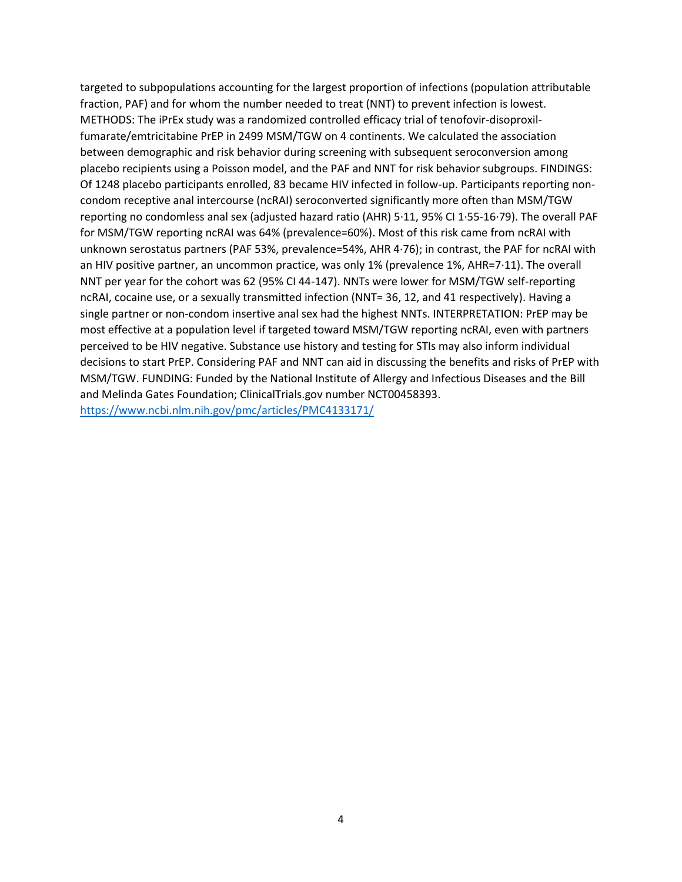targeted to subpopulations accounting for the largest proportion of infections (population attributable fraction, PAF) and for whom the number needed to treat (NNT) to prevent infection is lowest. METHODS: The iPrEx study was a randomized controlled efficacy trial of tenofovir-disoproxil-fumarate/emtricitabine PrEP in 2499 MSM/TGW on 4 continents. We calculated the association between demographic and risk behavior during screening with subsequent seroconversion among placebo recipients using a Poisson model, and the PAF and NNT for risk behavior subgroups. FINDINGS: Of 1248 placebo participants enrolled, 83 became HIV infected in follow-up. Participants reporting non-condom receptive anal intercourse (ncRAI) seroconverted significantly more often than MSM/TGW reporting no condomless anal sex (adjusted hazard ratio (AHR) 5·11, 95% CI 1·55-16·79). The overall PAF for MSM/TGW reporting ncRAI was 64% (prevalence=60%). Most of this risk came from ncRAI with unknown serostatus partners (PAF 53%, prevalence=54%, AHR 4·76); in contrast, the PAF for ncRAI with an HIV positive partner, an uncommon practice, was only 1% (prevalence 1%, AHR=7·11). The overall NNT per year for the cohort was 62 (95% CI 44-147). NNTs were lower for MSM/TGW self-reporting ncRAI, cocaine use, or a sexually transmitted infection (NNT= 36, 12, and 41 respectively). Having a single partner or non-condom insertive anal sex had the highest NNTs. INTERPRETATION: PrEP may be most effective at a population level if targeted toward MSM/TGW reporting ncRAI, even with partners perceived to be HIV negative. Substance use history and testing for STIs may also inform individual decisions to start PrEP. Considering PAF and NNT can aid in discussing the benefits and risks of PrEP with MSM/TGW. FUNDING: Funded by the National Institute of Allergy and Infectious Diseases and the Bill and Melinda Gates Foundation; ClinicalTrials.gov number NCT00458393.
https://www.ncbi.nlm.nih.gov/pmc/articles/PMC4133171/